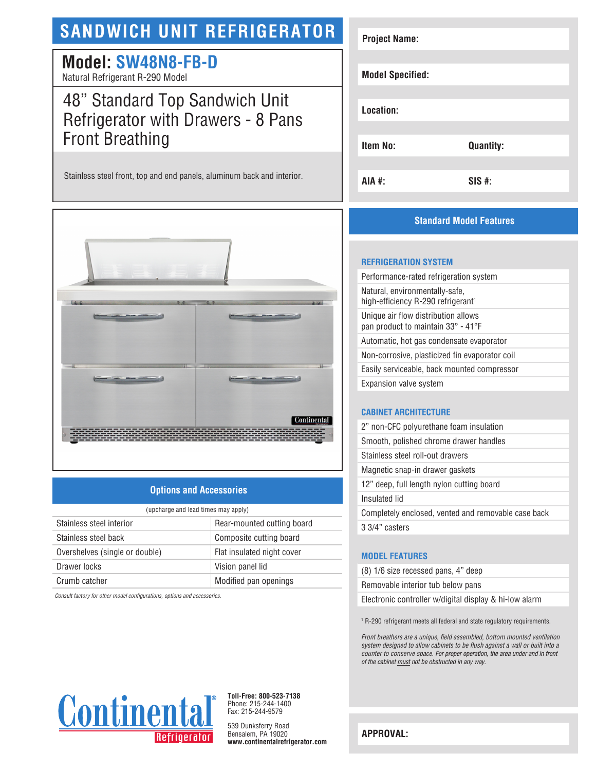# SANDWICH UNIT REFRIGERATOR

## Model: SW48N8-FB-D

Natural Refrigerant R-290 Model

### 48" Standard Top Sandwich Unit Refrigerator with Drawers - 8 Pans Front Breathing

Stainless steel front, top and end panels, aluminum back and interior.

| | |
|---|---|
| **Project Name:** | |
| **Model Specified:** | |
| **Location:** | |
| **Item No:** | **Quantity:** |
| **AIA #:** | **SIS #:** |

## Options and Accessories

(upcharge and lead times may apply)

| | |
|---|---|
| Stainless steel interior | Rear-mounted cutting board |
| Stainless steel back | Composite cutting board |
| Overshelves (single or double) | Flat insulated night cover |
| Drawer locks | Vision panel lid |
| Crumb catcher | Modified pan openings |

*Consult factory for other model configurations, options and accessories.*

## Standard Model Features

### REFRIGERATION SYSTEM

- Performance-rated refrigeration system
- Natural, environmentally-safe, high-efficiency R-290 refrigerant[1]
- Unique air flow distribution allows pan product to maintain 33° - 41°F
- Automatic, hot gas condensate evaporator
- Non-corrosive, plasticized fin evaporator coil
- Easily serviceable, back mounted compressor
- Expansion valve system

### CABINET ARCHITECTURE

- 2" non-CFC polyurethane foam insulation
- Smooth, polished chrome drawer handles
- Stainless steel roll-out drawers
- Magnetic snap-in drawer gaskets
- 12" deep, full length nylon cutting board
- Insulated lid
- Completely enclosed, vented and removable case back
- 3 3/4" casters

### MODEL FEATURES

- (8) 1/6 size recessed pans, 4" deep
- Removable interior tub below pans
- Electronic controller w/digital display & hi-low alarm

[1] R-290 refrigerant meets all federal and state regulatory requirements.

*Front breathers are a unique, field assembled, bottom mounted ventilation system designed to allow cabinets to be flush against a wall or built into a counter to conserve space. For proper operation, the area under and in front of the cabinet must not be obstructed in any way.*

**APPROVAL:**

Continental Refrigerator

**Toll-Free: 800-523-7138**
Phone: 215-244-1400
Fax: 215-244-9579

539 Dunksferry Road
Bensalem, PA 19020
**www.continentalrefrigerator.com**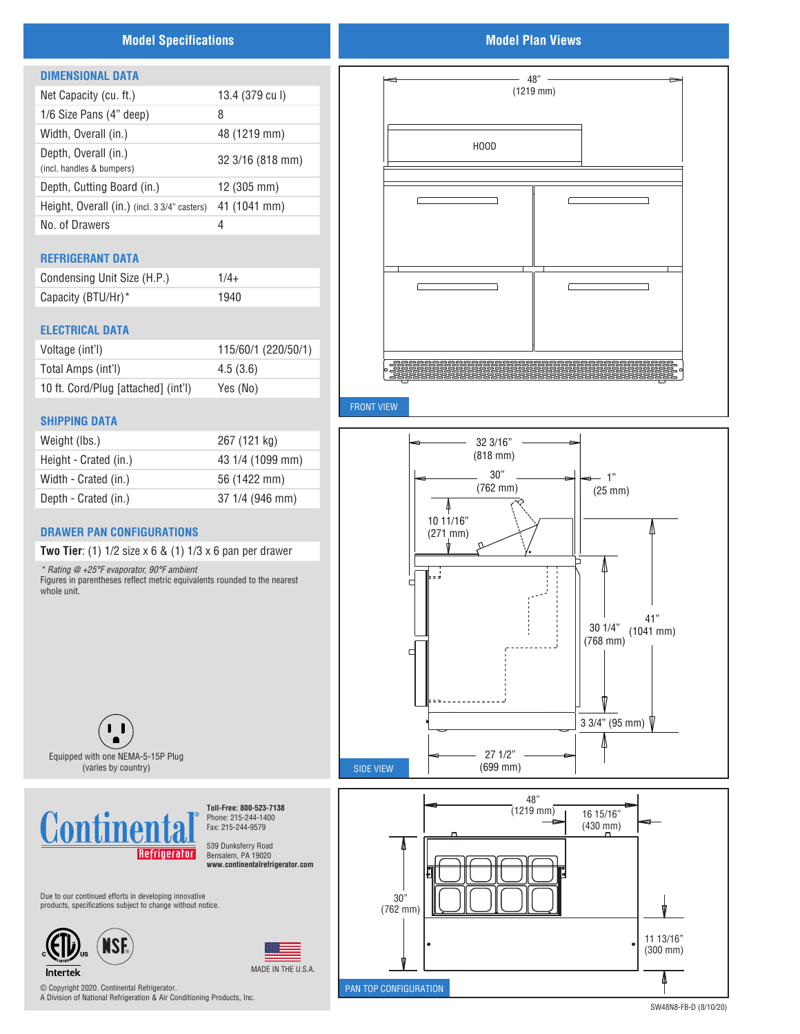## Model Specifications

### DIMENSIONAL DATA

| | |
|---|---|
| Net Capacity (cu. ft.) | 13.4 (379 cu l) |
| 1/6 Size Pans (4" deep) | 8 |
| Width, Overall (in.) | 48 (1219 mm) |
| Depth, Overall (in.) (incl. handles & bumpers) | 32 3/16 (818 mm) |
| Depth, Cutting Board (in.) | 12 (305 mm) |
| Height, Overall (in.) (incl. 3 3/4" casters) | 41 (1041 mm) |
| No. of Drawers | 4 |

### REFRIGERANT DATA

| | |
|---|---|
| Condensing Unit Size (H.P.) | 1/4+ |
| Capacity (BTU/Hr)* | 1940 |

### ELECTRICAL DATA

| | |
|---|---|
| Voltage (int'l) | 115/60/1 (220/50/1) |
| Total Amps (int'l) | 4.5 (3.6) |
| 10 ft. Cord/Plug [attached] (int'l) | Yes (No) |

### SHIPPING DATA

| | |
|---|---|
| Weight (lbs.) | 267 (121 kg) |
| Height - Crated (in.) | 43 1/4 (1099 mm) |
| Width - Crated (in.) | 56 (1422 mm) |
| Depth - Crated (in.) | 37 1/4 (946 mm) |

### DRAWER PAN CONFIGURATIONS

**Two Tier**: (1) 1/2 size x 6 & (1) 1/3 x 6 pan per drawer

*\* Rating @ +25°F evaporator, 90°F ambient*
Figures in parentheses reflect metric equivalents rounded to the nearest whole unit.

Equipped with one NEMA-5-15P Plug (varies by country)

**Continental** Refrigerator

**Toll-Free: 800-523-7138**
Phone: 215-244-1400
Fax: 215-244-9579

539 Dunksferry Road
Bensalem, PA 19020
**www.continentalrefrigerator.com**

Due to our continued efforts in developing innovative products, specifications subject to change without notice.

Intertek

MADE IN THE U.S.A.

© Copyright 2020. Continental Refrigerator.
A Division of National Refrigeration & Air Conditioning Products, Inc.

## Model Plan Views

48"
(1219 mm)
HOOD

FRONT VIEW

32 3/16"
(818 mm)
30"
(762 mm)
1"
(25 mm)
10 11/16"
(271 mm)
41"
(1041 mm)
30 1/4"
(768 mm)
3 3/4" (95 mm)
27 1/2"
(699 mm)

SIDE VIEW

48"
(1219 mm)
16 15/16"
(430 mm)
30"
(762 mm)
11 13/16"
(300 mm)

PAN TOP CONFIGURATION

SW48N8-FB-D (8/10/20)